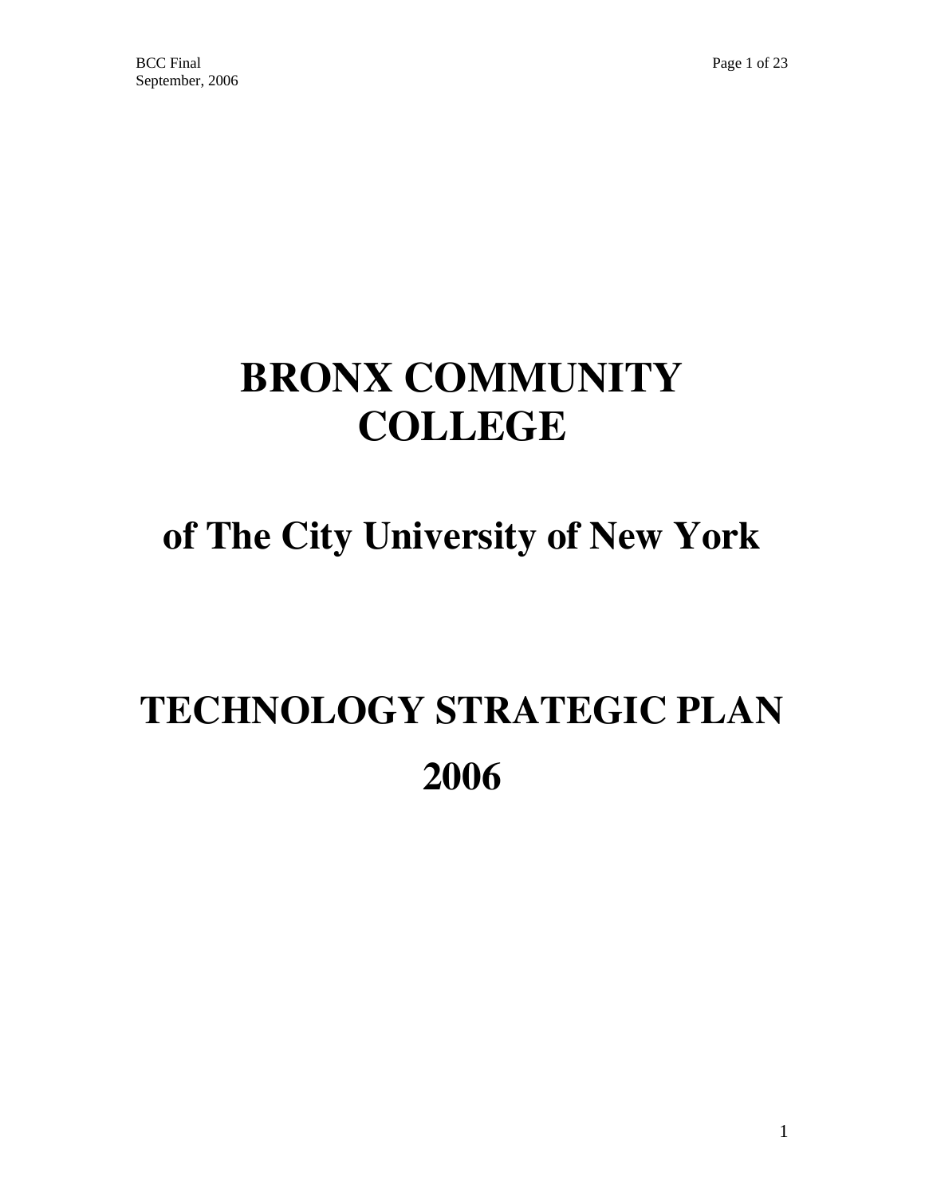# BRONX COMMUNITY COLLEGE

## of The City University of New York

# TECHNOLOGY STRATEGIC PLAN 2006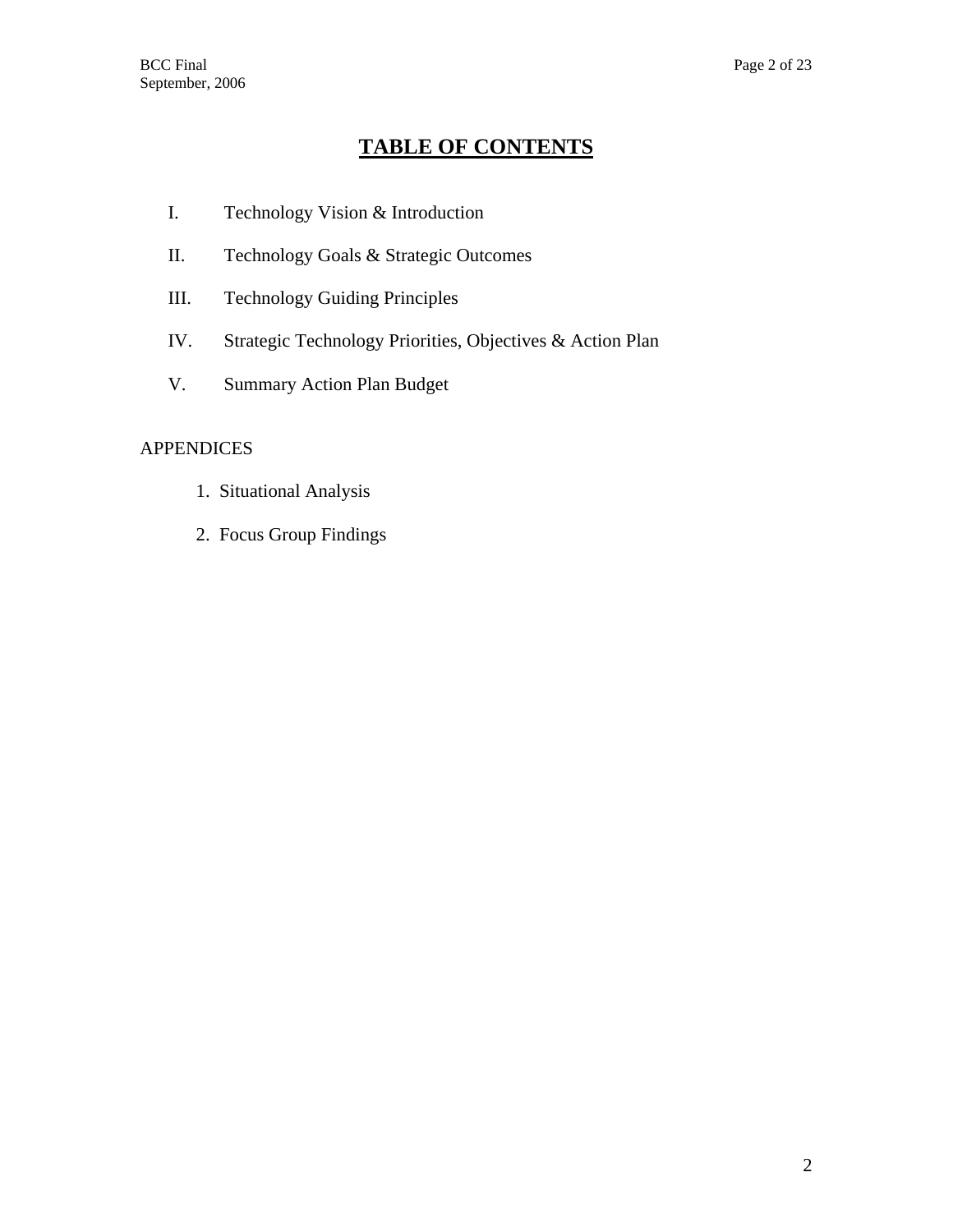# TABLE OF CONTENTS

I. Technology Vision & Introduction

II. Technology Goals & Strategic Outcomes

III. Technology Guiding Principles

IV. Strategic Technology Priorities, Objectives & Action Plan

V. Summary Action Plan Budget

APPENDICES

1. Situational Analysis
2. Focus Group Findings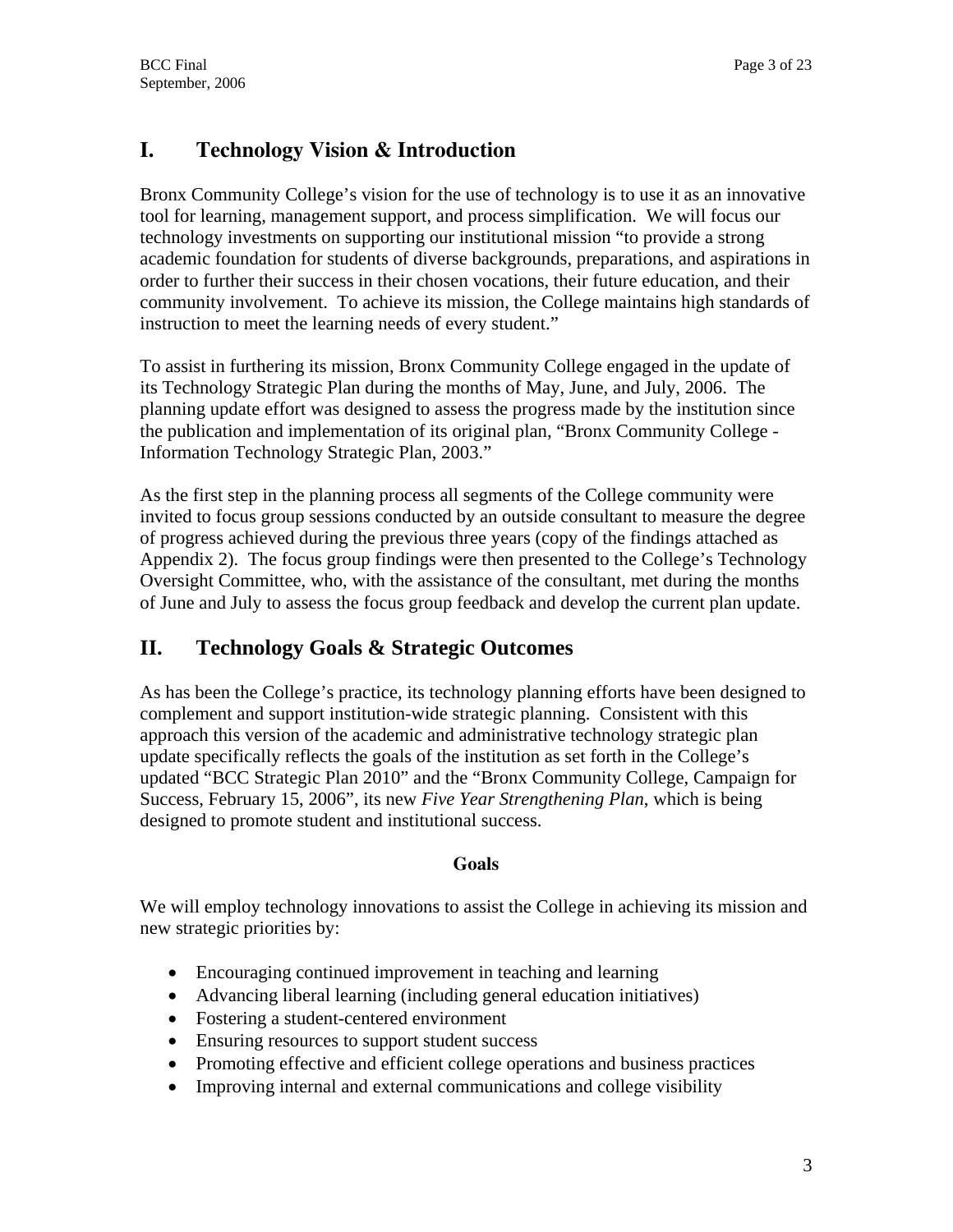## I. Technology Vision & Introduction

Bronx Community College's vision for the use of technology is to use it as an innovative tool for learning, management support, and process simplification. We will focus our technology investments on supporting our institutional mission "to provide a strong academic foundation for students of diverse backgrounds, preparations, and aspirations in order to further their success in their chosen vocations, their future education, and their community involvement. To achieve its mission, the College maintains high standards of instruction to meet the learning needs of every student."

To assist in furthering its mission, Bronx Community College engaged in the update of its Technology Strategic Plan during the months of May, June, and July, 2006. The planning update effort was designed to assess the progress made by the institution since the publication and implementation of its original plan, "Bronx Community College - Information Technology Strategic Plan, 2003."

As the first step in the planning process all segments of the College community were invited to focus group sessions conducted by an outside consultant to measure the degree of progress achieved during the previous three years (copy of the findings attached as Appendix 2). The focus group findings were then presented to the College's Technology Oversight Committee, who, with the assistance of the consultant, met during the months of June and July to assess the focus group feedback and develop the current plan update.

## II. Technology Goals & Strategic Outcomes

As has been the College's practice, its technology planning efforts have been designed to complement and support institution-wide strategic planning. Consistent with this approach this version of the academic and administrative technology strategic plan update specifically reflects the goals of the institution as set forth in the College's updated "BCC Strategic Plan 2010" and the "Bronx Community College, Campaign for Success, February 15, 2006", its new *Five Year Strengthening Plan*, which is being designed to promote student and institutional success.

**Goals**

We will employ technology innovations to assist the College in achieving its mission and new strategic priorities by:

- Encouraging continued improvement in teaching and learning
- Advancing liberal learning (including general education initiatives)
- Fostering a student-centered environment
- Ensuring resources to support student success
- Promoting effective and efficient college operations and business practices
- Improving internal and external communications and college visibility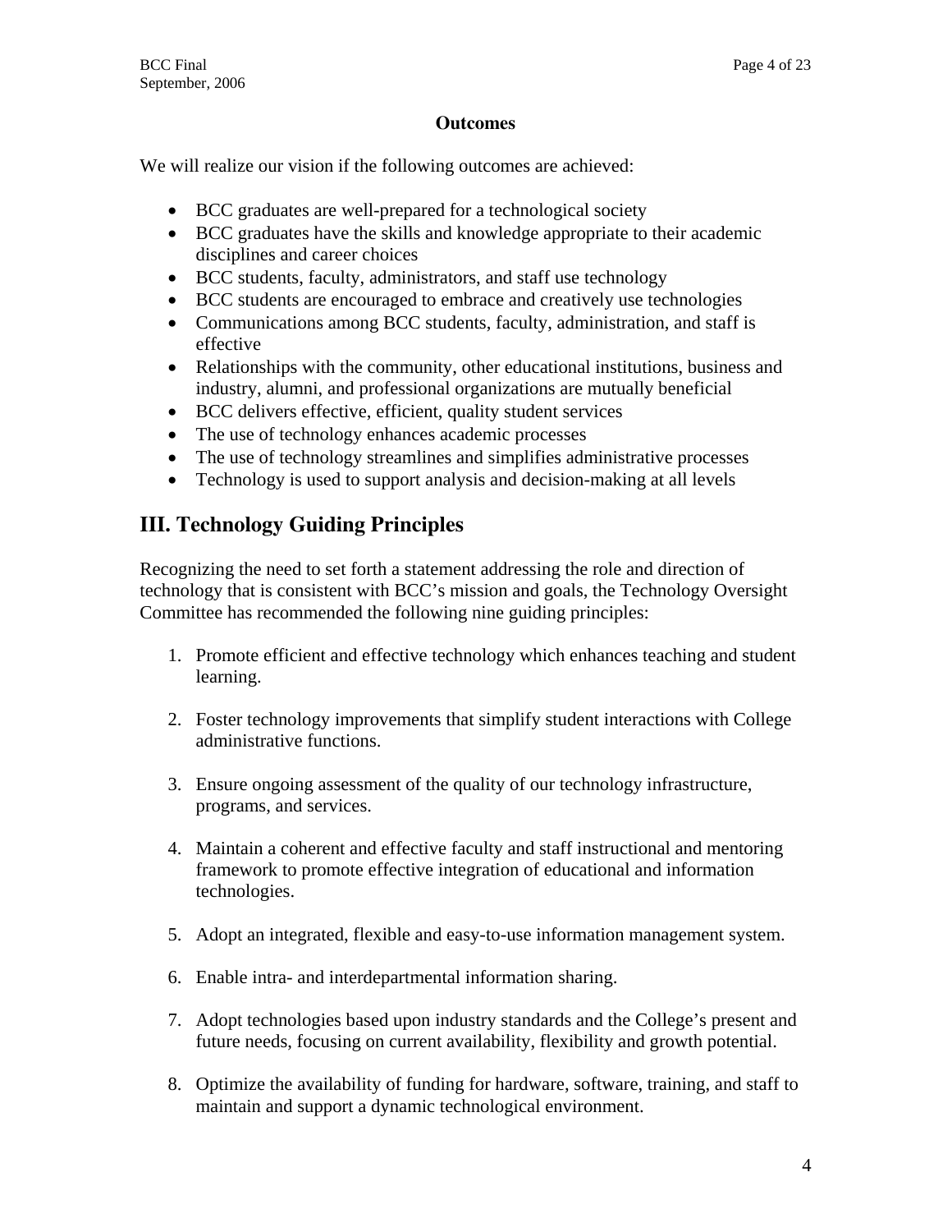**Outcomes**

We will realize our vision if the following outcomes are achieved:

- BCC graduates are well-prepared for a technological society
- BCC graduates have the skills and knowledge appropriate to their academic disciplines and career choices
- BCC students, faculty, administrators, and staff use technology
- BCC students are encouraged to embrace and creatively use technologies
- Communications among BCC students, faculty, administration, and staff is effective
- Relationships with the community, other educational institutions, business and industry, alumni, and professional organizations are mutually beneficial
- BCC delivers effective, efficient, quality student services
- The use of technology enhances academic processes
- The use of technology streamlines and simplifies administrative processes
- Technology is used to support analysis and decision-making at all levels

## III. Technology Guiding Principles

Recognizing the need to set forth a statement addressing the role and direction of technology that is consistent with BCC's mission and goals, the Technology Oversight Committee has recommended the following nine guiding principles:

1. Promote efficient and effective technology which enhances teaching and student learning.

2. Foster technology improvements that simplify student interactions with College administrative functions.

3. Ensure ongoing assessment of the quality of our technology infrastructure, programs, and services.

4. Maintain a coherent and effective faculty and staff instructional and mentoring framework to promote effective integration of educational and information technologies.

5. Adopt an integrated, flexible and easy-to-use information management system.

6. Enable intra- and interdepartmental information sharing.

7. Adopt technologies based upon industry standards and the College's present and future needs, focusing on current availability, flexibility and growth potential.

8. Optimize the availability of funding for hardware, software, training, and staff to maintain and support a dynamic technological environment.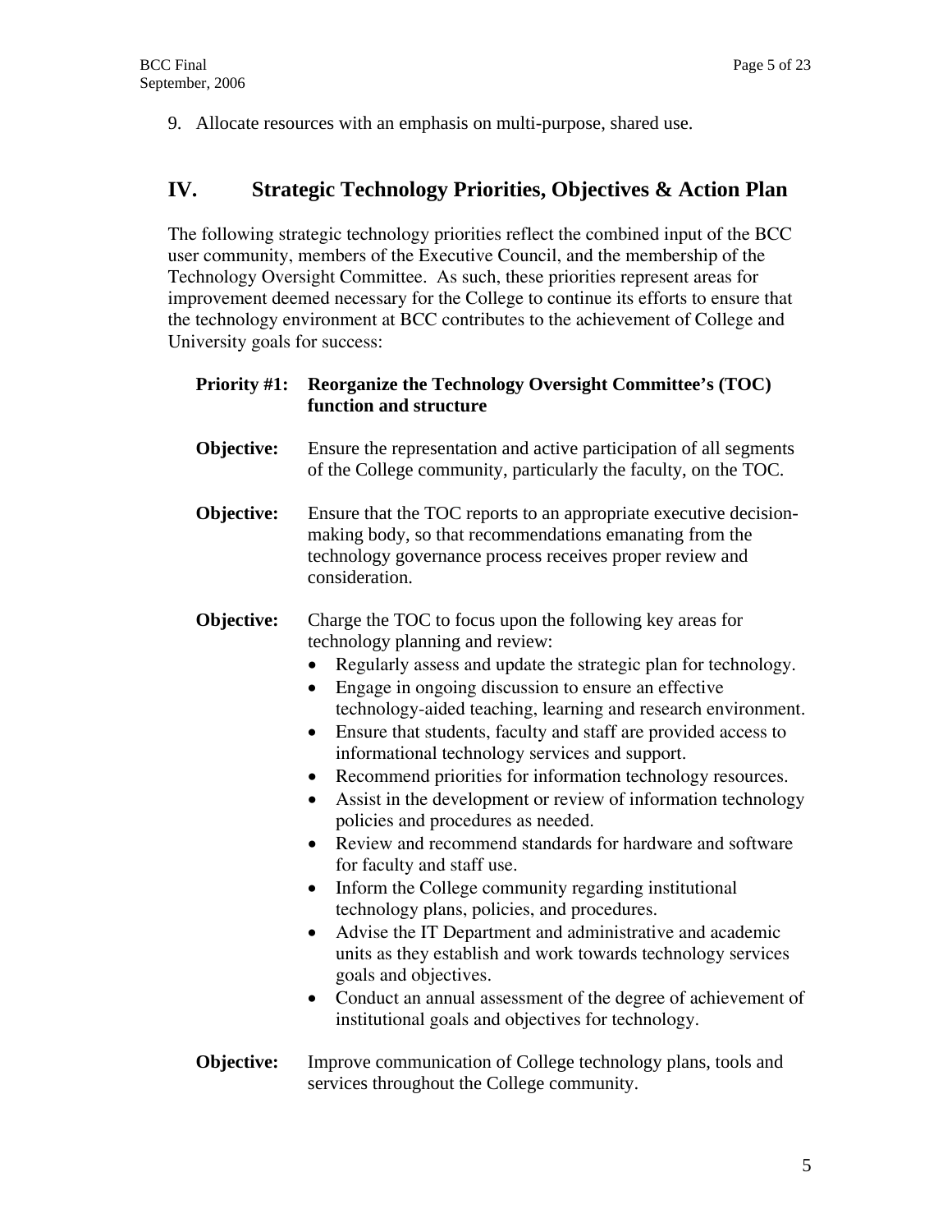9. Allocate resources with an emphasis on multi-purpose, shared use.

## IV. Strategic Technology Priorities, Objectives & Action Plan

The following strategic technology priorities reflect the combined input of the BCC user community, members of the Executive Council, and the membership of the Technology Oversight Committee. As such, these priorities represent areas for improvement deemed necessary for the College to continue its efforts to ensure that the technology environment at BCC contributes to the achievement of College and University goals for success:

**Priority #1: Reorganize the Technology Oversight Committee's (TOC) function and structure**

**Objective:** Ensure the representation and active participation of all segments of the College community, particularly the faculty, on the TOC.

**Objective:** Ensure that the TOC reports to an appropriate executive decision-making body, so that recommendations emanating from the technology governance process receives proper review and consideration.

**Objective:** Charge the TOC to focus upon the following key areas for technology planning and review:

- Regularly assess and update the strategic plan for technology.
- Engage in ongoing discussion to ensure an effective technology-aided teaching, learning and research environment.
- Ensure that students, faculty and staff are provided access to informational technology services and support.
- Recommend priorities for information technology resources.
- Assist in the development or review of information technology policies and procedures as needed.
- Review and recommend standards for hardware and software for faculty and staff use.
- Inform the College community regarding institutional technology plans, policies, and procedures.
- Advise the IT Department and administrative and academic units as they establish and work towards technology services goals and objectives.
- Conduct an annual assessment of the degree of achievement of institutional goals and objectives for technology.

**Objective:** Improve communication of College technology plans, tools and services throughout the College community.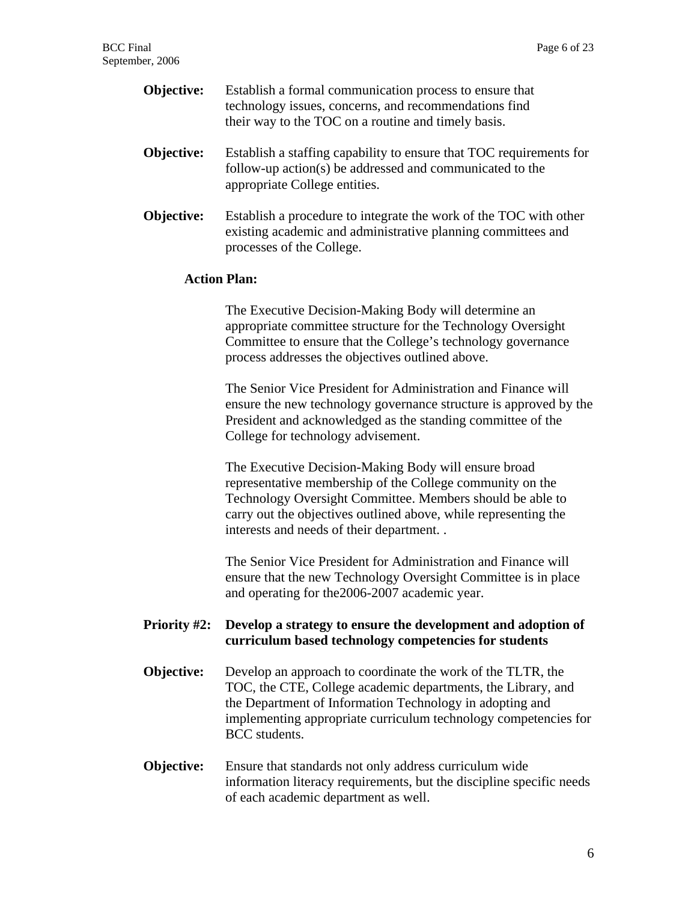**Objective:** Establish a formal communication process to ensure that technology issues, concerns, and recommendations find their way to the TOC on a routine and timely basis.

**Objective:** Establish a staffing capability to ensure that TOC requirements for follow-up action(s) be addressed and communicated to the appropriate College entities.

**Objective:** Establish a procedure to integrate the work of the TOC with other existing academic and administrative planning committees and processes of the College.

**Action Plan:**

The Executive Decision-Making Body will determine an appropriate committee structure for the Technology Oversight Committee to ensure that the College's technology governance process addresses the objectives outlined above.

The Senior Vice President for Administration and Finance will ensure the new technology governance structure is approved by the President and acknowledged as the standing committee of the College for technology advisement.

The Executive Decision-Making Body will ensure broad representative membership of the College community on the Technology Oversight Committee. Members should be able to carry out the objectives outlined above, while representing the interests and needs of their department. .

The Senior Vice President for Administration and Finance will ensure that the new Technology Oversight Committee is in place and operating for the2006-2007 academic year.

**Priority #2: Develop a strategy to ensure the development and adoption of curriculum based technology competencies for students**

**Objective:** Develop an approach to coordinate the work of the TLTR, the TOC, the CTE, College academic departments, the Library, and the Department of Information Technology in adopting and implementing appropriate curriculum technology competencies for BCC students.

**Objective:** Ensure that standards not only address curriculum wide information literacy requirements, but the discipline specific needs of each academic department as well.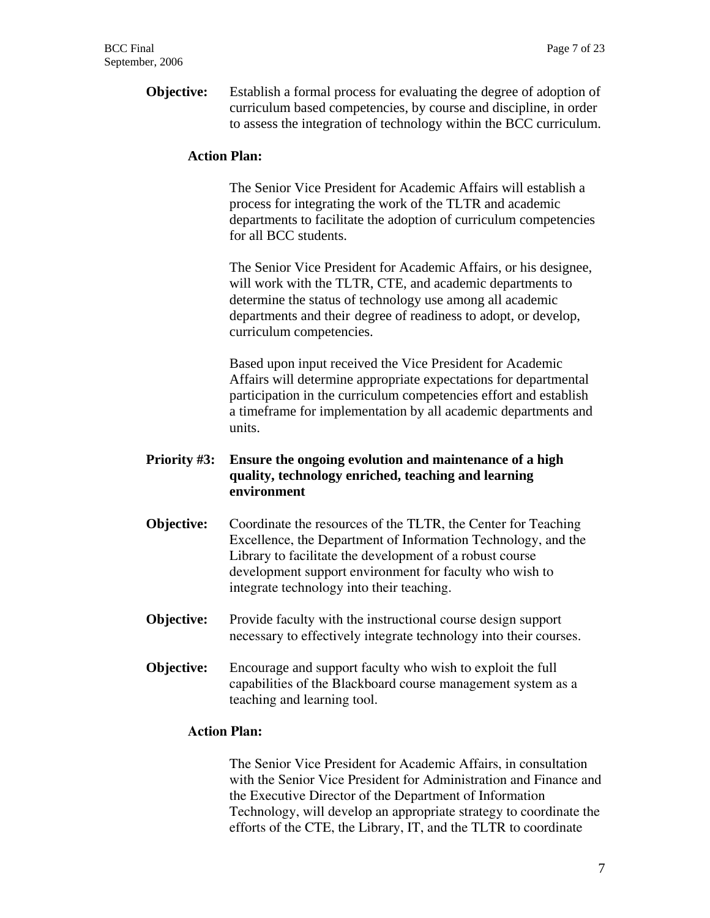**Objective:** Establish a formal process for evaluating the degree of adoption of curriculum based competencies, by course and discipline, in order to assess the integration of technology within the BCC curriculum.

**Action Plan:**

The Senior Vice President for Academic Affairs will establish a process for integrating the work of the TLTR and academic departments to facilitate the adoption of curriculum competencies for all BCC students.

The Senior Vice President for Academic Affairs, or his designee, will work with the TLTR, CTE, and academic departments to determine the status of technology use among all academic departments and their degree of readiness to adopt, or develop, curriculum competencies.

Based upon input received the Vice President for Academic Affairs will determine appropriate expectations for departmental participation in the curriculum competencies effort and establish a timeframe for implementation by all academic departments and units.

**Priority #3: Ensure the ongoing evolution and maintenance of a high quality, technology enriched, teaching and learning environment**

**Objective:** Coordinate the resources of the TLTR, the Center for Teaching Excellence, the Department of Information Technology, and the Library to facilitate the development of a robust course development support environment for faculty who wish to integrate technology into their teaching.

**Objective:** Provide faculty with the instructional course design support necessary to effectively integrate technology into their courses.

**Objective:** Encourage and support faculty who wish to exploit the full capabilities of the Blackboard course management system as a teaching and learning tool.

**Action Plan:**

The Senior Vice President for Academic Affairs, in consultation with the Senior Vice President for Administration and Finance and the Executive Director of the Department of Information Technology, will develop an appropriate strategy to coordinate the efforts of the CTE, the Library, IT, and the TLTR to coordinate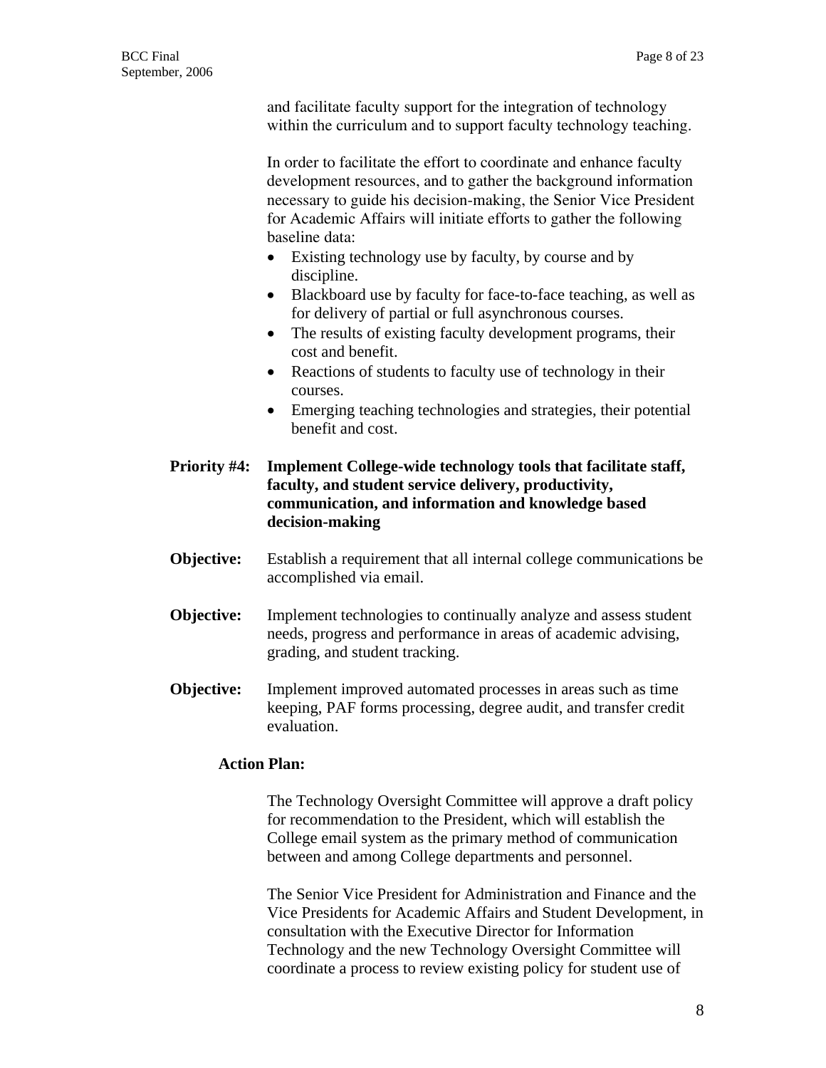and facilitate faculty support for the integration of technology within the curriculum and to support faculty technology teaching.

In order to facilitate the effort to coordinate and enhance faculty development resources, and to gather the background information necessary to guide his decision-making, the Senior Vice President for Academic Affairs will initiate efforts to gather the following baseline data:

- Existing technology use by faculty, by course and by discipline.
- Blackboard use by faculty for face-to-face teaching, as well as for delivery of partial or full asynchronous courses.
- The results of existing faculty development programs, their cost and benefit.
- Reactions of students to faculty use of technology in their courses.
- Emerging teaching technologies and strategies, their potential benefit and cost.

**Priority #4: Implement College-wide technology tools that facilitate staff, faculty, and student service delivery, productivity, communication, and information and knowledge based decision-making**

**Objective:** Establish a requirement that all internal college communications be accomplished via email.

**Objective:** Implement technologies to continually analyze and assess student needs, progress and performance in areas of academic advising, grading, and student tracking.

**Objective:** Implement improved automated processes in areas such as time keeping, PAF forms processing, degree audit, and transfer credit evaluation.

**Action Plan:**

The Technology Oversight Committee will approve a draft policy for recommendation to the President, which will establish the College email system as the primary method of communication between and among College departments and personnel.

The Senior Vice President for Administration and Finance and the Vice Presidents for Academic Affairs and Student Development, in consultation with the Executive Director for Information Technology and the new Technology Oversight Committee will coordinate a process to review existing policy for student use of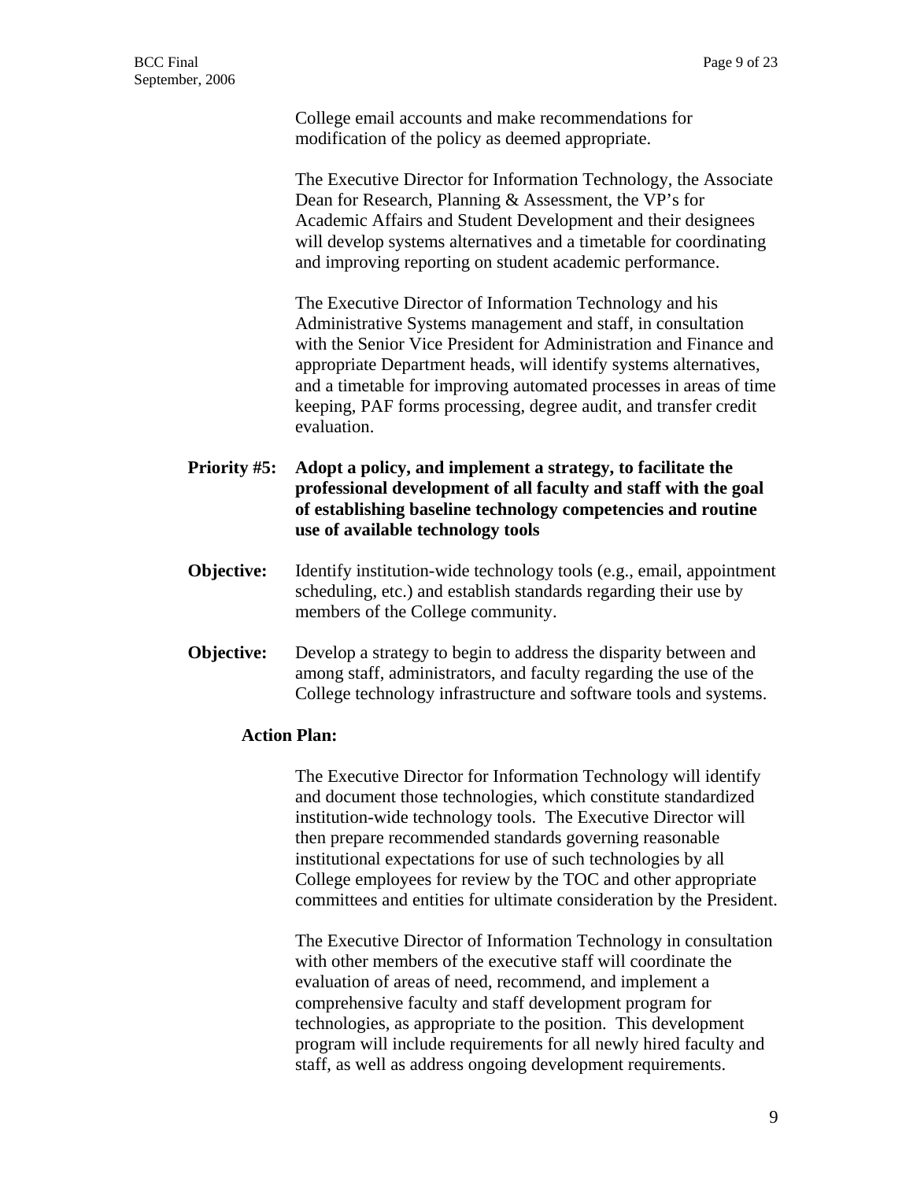College email accounts and make recommendations for modification of the policy as deemed appropriate.

The Executive Director for Information Technology, the Associate Dean for Research, Planning & Assessment, the VP's for Academic Affairs and Student Development and their designees will develop systems alternatives and a timetable for coordinating and improving reporting on student academic performance.

The Executive Director of Information Technology and his Administrative Systems management and staff, in consultation with the Senior Vice President for Administration and Finance and appropriate Department heads, will identify systems alternatives, and a timetable for improving automated processes in areas of time keeping, PAF forms processing, degree audit, and transfer credit evaluation.

**Priority #5: Adopt a policy, and implement a strategy, to facilitate the professional development of all faculty and staff with the goal of establishing baseline technology competencies and routine use of available technology tools**

**Objective:** Identify institution-wide technology tools (e.g., email, appointment scheduling, etc.) and establish standards regarding their use by members of the College community.

**Objective:** Develop a strategy to begin to address the disparity between and among staff, administrators, and faculty regarding the use of the College technology infrastructure and software tools and systems.

**Action Plan:**

The Executive Director for Information Technology will identify and document those technologies, which constitute standardized institution-wide technology tools. The Executive Director will then prepare recommended standards governing reasonable institutional expectations for use of such technologies by all College employees for review by the TOC and other appropriate committees and entities for ultimate consideration by the President.

The Executive Director of Information Technology in consultation with other members of the executive staff will coordinate the evaluation of areas of need, recommend, and implement a comprehensive faculty and staff development program for technologies, as appropriate to the position. This development program will include requirements for all newly hired faculty and staff, as well as address ongoing development requirements.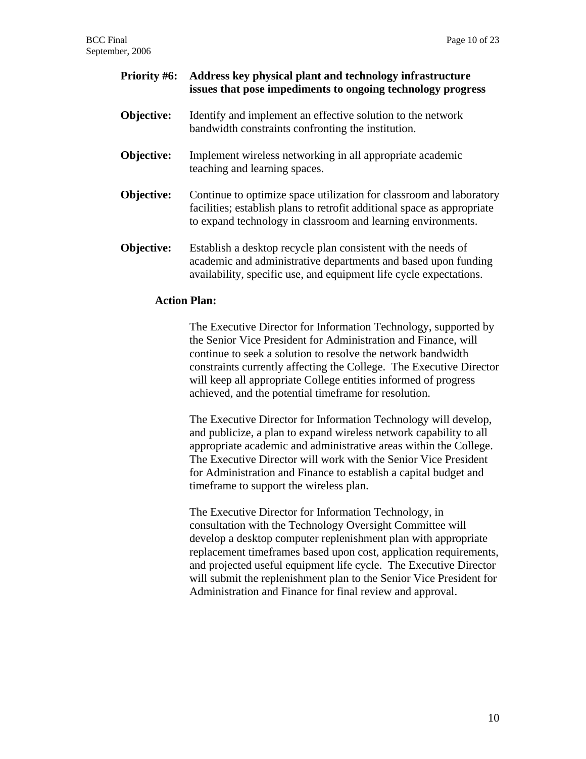**Priority #6: Address key physical plant and technology infrastructure issues that pose impediments to ongoing technology progress**

**Objective:** Identify and implement an effective solution to the network bandwidth constraints confronting the institution.

**Objective:** Implement wireless networking in all appropriate academic teaching and learning spaces.

**Objective:** Continue to optimize space utilization for classroom and laboratory facilities; establish plans to retrofit additional space as appropriate to expand technology in classroom and learning environments.

**Objective:** Establish a desktop recycle plan consistent with the needs of academic and administrative departments and based upon funding availability, specific use, and equipment life cycle expectations.

**Action Plan:**

The Executive Director for Information Technology, supported by the Senior Vice President for Administration and Finance, will continue to seek a solution to resolve the network bandwidth constraints currently affecting the College. The Executive Director will keep all appropriate College entities informed of progress achieved, and the potential timeframe for resolution.

The Executive Director for Information Technology will develop, and publicize, a plan to expand wireless network capability to all appropriate academic and administrative areas within the College. The Executive Director will work with the Senior Vice President for Administration and Finance to establish a capital budget and timeframe to support the wireless plan.

The Executive Director for Information Technology, in consultation with the Technology Oversight Committee will develop a desktop computer replenishment plan with appropriate replacement timeframes based upon cost, application requirements, and projected useful equipment life cycle. The Executive Director will submit the replenishment plan to the Senior Vice President for Administration and Finance for final review and approval.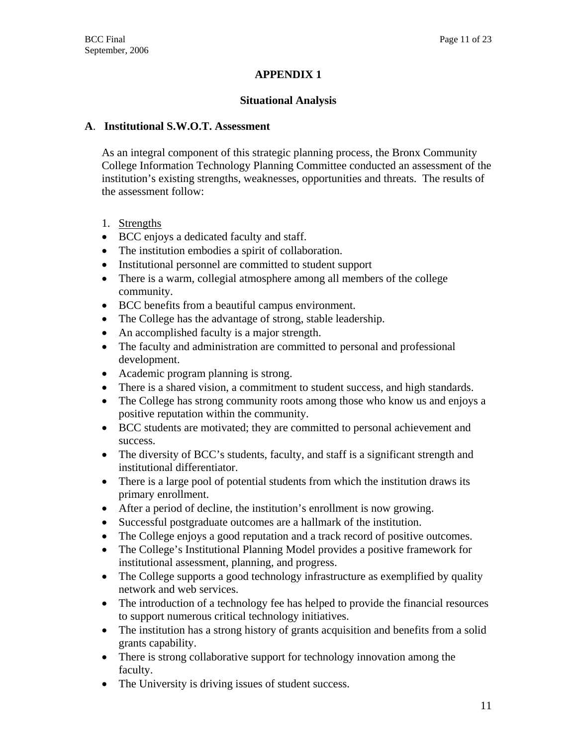# APPENDIX 1

## Situational Analysis

### A. Institutional S.W.O.T. Assessment

As an integral component of this strategic planning process, the Bronx Community College Information Technology Planning Committee conducted an assessment of the institution's existing strengths, weaknesses, opportunities and threats. The results of the assessment follow:

1. Strengths

- BCC enjoys a dedicated faculty and staff.
- The institution embodies a spirit of collaboration.
- Institutional personnel are committed to student support
- There is a warm, collegial atmosphere among all members of the college community.
- BCC benefits from a beautiful campus environment.
- The College has the advantage of strong, stable leadership.
- An accomplished faculty is a major strength.
- The faculty and administration are committed to personal and professional development.
- Academic program planning is strong.
- There is a shared vision, a commitment to student success, and high standards.
- The College has strong community roots among those who know us and enjoys a positive reputation within the community.
- BCC students are motivated; they are committed to personal achievement and success.
- The diversity of BCC's students, faculty, and staff is a significant strength and institutional differentiator.
- There is a large pool of potential students from which the institution draws its primary enrollment.
- After a period of decline, the institution's enrollment is now growing.
- Successful postgraduate outcomes are a hallmark of the institution.
- The College enjoys a good reputation and a track record of positive outcomes.
- The College's Institutional Planning Model provides a positive framework for institutional assessment, planning, and progress.
- The College supports a good technology infrastructure as exemplified by quality network and web services.
- The introduction of a technology fee has helped to provide the financial resources to support numerous critical technology initiatives.
- The institution has a strong history of grants acquisition and benefits from a solid grants capability.
- There is strong collaborative support for technology innovation among the faculty.
- The University is driving issues of student success.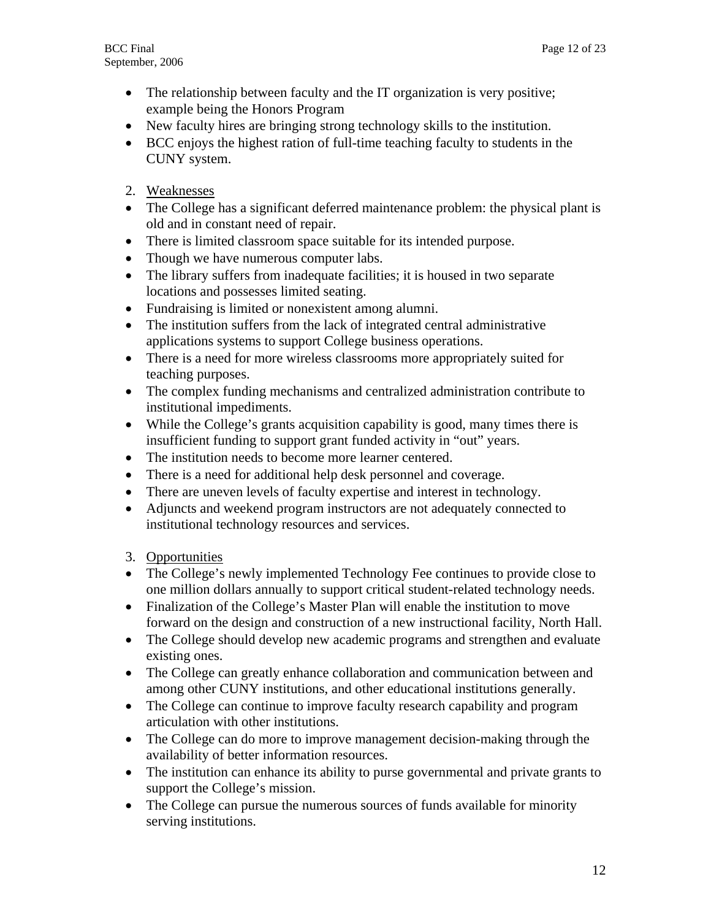- The relationship between faculty and the IT organization is very positive; example being the Honors Program
- New faculty hires are bringing strong technology skills to the institution.
- BCC enjoys the highest ration of full-time teaching faculty to students in the CUNY system.

2. Weaknesses

- The College has a significant deferred maintenance problem: the physical plant is old and in constant need of repair.
- There is limited classroom space suitable for its intended purpose.
- Though we have numerous computer labs.
- The library suffers from inadequate facilities; it is housed in two separate locations and possesses limited seating.
- Fundraising is limited or nonexistent among alumni.
- The institution suffers from the lack of integrated central administrative applications systems to support College business operations.
- There is a need for more wireless classrooms more appropriately suited for teaching purposes.
- The complex funding mechanisms and centralized administration contribute to institutional impediments.
- While the College's grants acquisition capability is good, many times there is insufficient funding to support grant funded activity in "out" years.
- The institution needs to become more learner centered.
- There is a need for additional help desk personnel and coverage.
- There are uneven levels of faculty expertise and interest in technology.
- Adjuncts and weekend program instructors are not adequately connected to institutional technology resources and services.

3. Opportunities

- The College's newly implemented Technology Fee continues to provide close to one million dollars annually to support critical student-related technology needs.
- Finalization of the College's Master Plan will enable the institution to move forward on the design and construction of a new instructional facility, North Hall.
- The College should develop new academic programs and strengthen and evaluate existing ones.
- The College can greatly enhance collaboration and communication between and among other CUNY institutions, and other educational institutions generally.
- The College can continue to improve faculty research capability and program articulation with other institutions.
- The College can do more to improve management decision-making through the availability of better information resources.
- The institution can enhance its ability to purse governmental and private grants to support the College's mission.
- The College can pursue the numerous sources of funds available for minority serving institutions.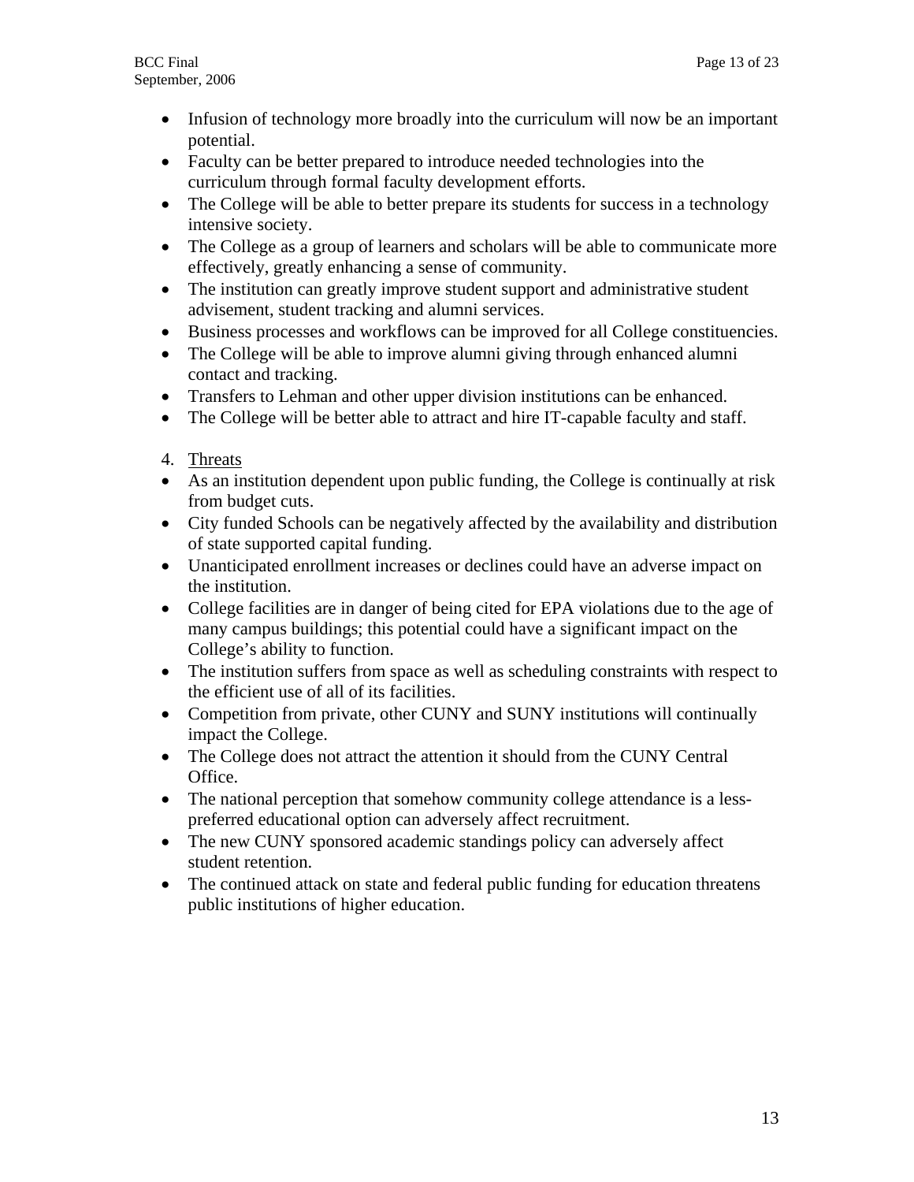- Infusion of technology more broadly into the curriculum will now be an important potential.
- Faculty can be better prepared to introduce needed technologies into the curriculum through formal faculty development efforts.
- The College will be able to better prepare its students for success in a technology intensive society.
- The College as a group of learners and scholars will be able to communicate more effectively, greatly enhancing a sense of community.
- The institution can greatly improve student support and administrative student advisement, student tracking and alumni services.
- Business processes and workflows can be improved for all College constituencies.
- The College will be able to improve alumni giving through enhanced alumni contact and tracking.
- Transfers to Lehman and other upper division institutions can be enhanced.
- The College will be better able to attract and hire IT-capable faculty and staff.

4. <u>Threats</u>

- As an institution dependent upon public funding, the College is continually at risk from budget cuts.
- City funded Schools can be negatively affected by the availability and distribution of state supported capital funding.
- Unanticipated enrollment increases or declines could have an adverse impact on the institution.
- College facilities are in danger of being cited for EPA violations due to the age of many campus buildings; this potential could have a significant impact on the College's ability to function.
- The institution suffers from space as well as scheduling constraints with respect to the efficient use of all of its facilities.
- Competition from private, other CUNY and SUNY institutions will continually impact the College.
- The College does not attract the attention it should from the CUNY Central Office.
- The national perception that somehow community college attendance is a less-preferred educational option can adversely affect recruitment.
- The new CUNY sponsored academic standings policy can adversely affect student retention.
- The continued attack on state and federal public funding for education threatens public institutions of higher education.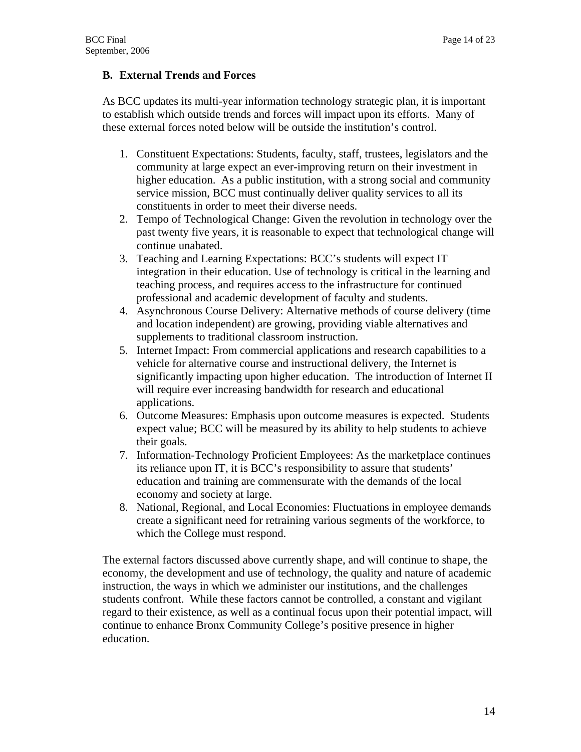### B. External Trends and Forces

As BCC updates its multi-year information technology strategic plan, it is important to establish which outside trends and forces will impact upon its efforts. Many of these external forces noted below will be outside the institution's control.

1. Constituent Expectations: Students, faculty, staff, trustees, legislators and the community at large expect an ever-improving return on their investment in higher education. As a public institution, with a strong social and community service mission, BCC must continually deliver quality services to all its constituents in order to meet their diverse needs.
2. Tempo of Technological Change: Given the revolution in technology over the past twenty five years, it is reasonable to expect that technological change will continue unabated.
3. Teaching and Learning Expectations: BCC's students will expect IT integration in their education. Use of technology is critical in the learning and teaching process, and requires access to the infrastructure for continued professional and academic development of faculty and students.
4. Asynchronous Course Delivery: Alternative methods of course delivery (time and location independent) are growing, providing viable alternatives and supplements to traditional classroom instruction.
5. Internet Impact: From commercial applications and research capabilities to a vehicle for alternative course and instructional delivery, the Internet is significantly impacting upon higher education. The introduction of Internet II will require ever increasing bandwidth for research and educational applications.
6. Outcome Measures: Emphasis upon outcome measures is expected. Students expect value; BCC will be measured by its ability to help students to achieve their goals.
7. Information-Technology Proficient Employees: As the marketplace continues its reliance upon IT, it is BCC's responsibility to assure that students' education and training are commensurate with the demands of the local economy and society at large.
8. National, Regional, and Local Economies: Fluctuations in employee demands create a significant need for retraining various segments of the workforce, to which the College must respond.

The external factors discussed above currently shape, and will continue to shape, the economy, the development and use of technology, the quality and nature of academic instruction, the ways in which we administer our institutions, and the challenges students confront. While these factors cannot be controlled, a constant and vigilant regard to their existence, as well as a continual focus upon their potential impact, will continue to enhance Bronx Community College's positive presence in higher education.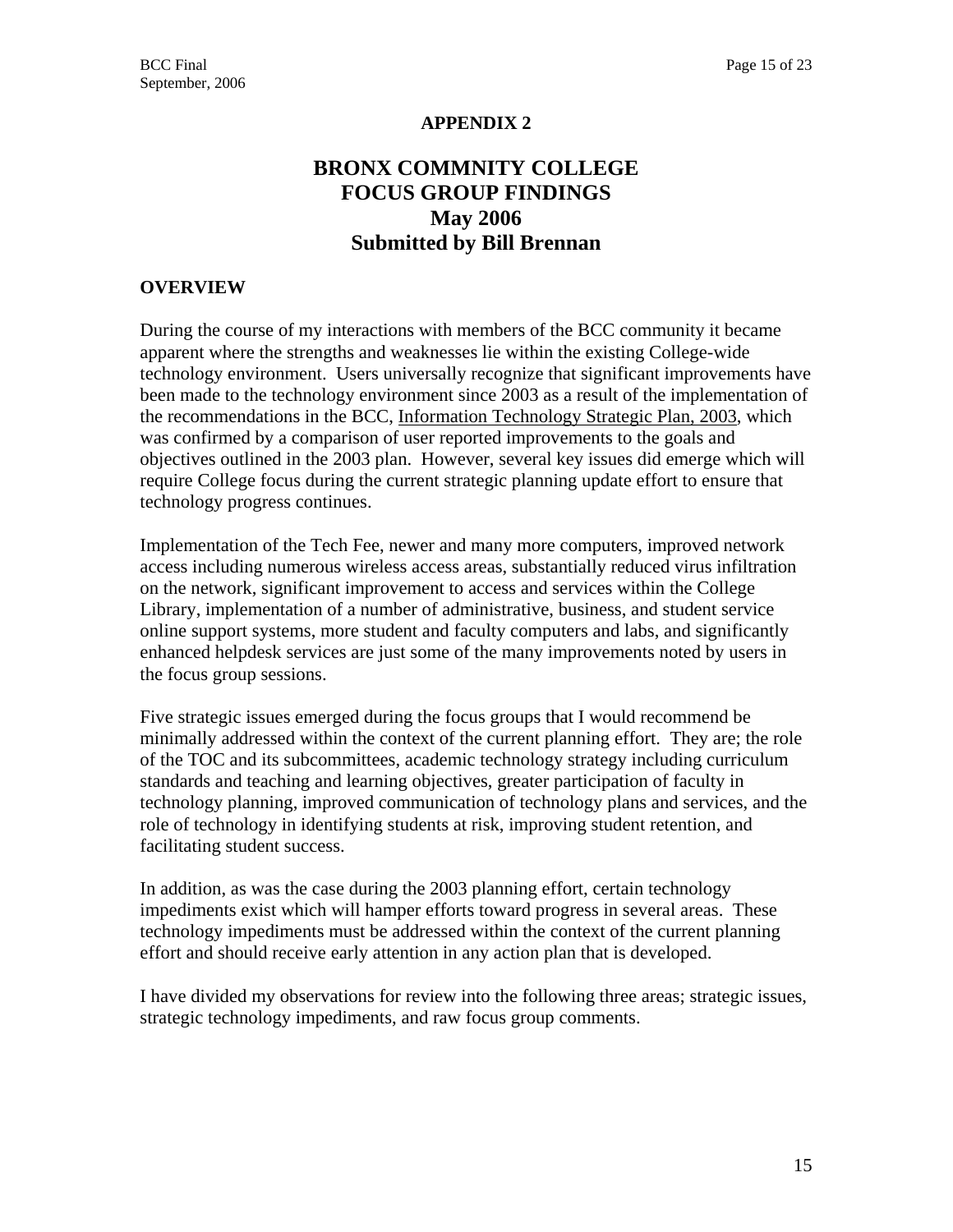**APPENDIX 2**

# BRONX COMMNITY COLLEGE
# FOCUS GROUP FINDINGS
# May 2006
# Submitted by Bill Brennan

## OVERVIEW

During the course of my interactions with members of the BCC community it became apparent where the strengths and weaknesses lie within the existing College-wide technology environment. Users universally recognize that significant improvements have been made to the technology environment since 2003 as a result of the implementation of the recommendations in the BCC, Information Technology Strategic Plan, 2003, which was confirmed by a comparison of user reported improvements to the goals and objectives outlined in the 2003 plan. However, several key issues did emerge which will require College focus during the current strategic planning update effort to ensure that technology progress continues.

Implementation of the Tech Fee, newer and many more computers, improved network access including numerous wireless access areas, substantially reduced virus infiltration on the network, significant improvement to access and services within the College Library, implementation of a number of administrative, business, and student service online support systems, more student and faculty computers and labs, and significantly enhanced helpdesk services are just some of the many improvements noted by users in the focus group sessions.

Five strategic issues emerged during the focus groups that I would recommend be minimally addressed within the context of the current planning effort. They are; the role of the TOC and its subcommittees, academic technology strategy including curriculum standards and teaching and learning objectives, greater participation of faculty in technology planning, improved communication of technology plans and services, and the role of technology in identifying students at risk, improving student retention, and facilitating student success.

In addition, as was the case during the 2003 planning effort, certain technology impediments exist which will hamper efforts toward progress in several areas. These technology impediments must be addressed within the context of the current planning effort and should receive early attention in any action plan that is developed.

I have divided my observations for review into the following three areas; strategic issues, strategic technology impediments, and raw focus group comments.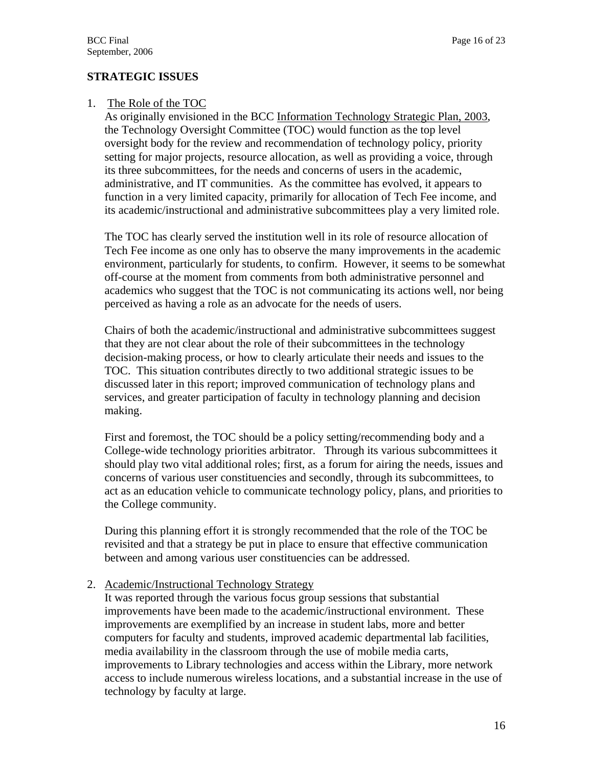## STRATEGIC ISSUES

1. <u>The Role of the TOC</u>

   As originally envisioned in the BCC <u>Information Technology Strategic Plan, 2003</u>, the Technology Oversight Committee (TOC) would function as the top level oversight body for the review and recommendation of technology policy, priority setting for major projects, resource allocation, as well as providing a voice, through its three subcommittees, for the needs and concerns of users in the academic, administrative, and IT communities. As the committee has evolved, it appears to function in a very limited capacity, primarily for allocation of Tech Fee income, and its academic/instructional and administrative subcommittees play a very limited role.

   The TOC has clearly served the institution well in its role of resource allocation of Tech Fee income as one only has to observe the many improvements in the academic environment, particularly for students, to confirm. However, it seems to be somewhat off-course at the moment from comments from both administrative personnel and academics who suggest that the TOC is not communicating its actions well, nor being perceived as having a role as an advocate for the needs of users.

   Chairs of both the academic/instructional and administrative subcommittees suggest that they are not clear about the role of their subcommittees in the technology decision-making process, or how to clearly articulate their needs and issues to the TOC. This situation contributes directly to two additional strategic issues to be discussed later in this report; improved communication of technology plans and services, and greater participation of faculty in technology planning and decision making.

   First and foremost, the TOC should be a policy setting/recommending body and a College-wide technology priorities arbitrator. Through its various subcommittees it should play two vital additional roles; first, as a forum for airing the needs, issues and concerns of various user constituencies and secondly, through its subcommittees, to act as an education vehicle to communicate technology policy, plans, and priorities to the College community.

   During this planning effort it is strongly recommended that the role of the TOC be revisited and that a strategy be put in place to ensure that effective communication between and among various user constituencies can be addressed.

2. <u>Academic/Instructional Technology Strategy</u>

   It was reported through the various focus group sessions that substantial improvements have been made to the academic/instructional environment. These improvements are exemplified by an increase in student labs, more and better computers for faculty and students, improved academic departmental lab facilities, media availability in the classroom through the use of mobile media carts, improvements to Library technologies and access within the Library, more network access to include numerous wireless locations, and a substantial increase in the use of technology by faculty at large.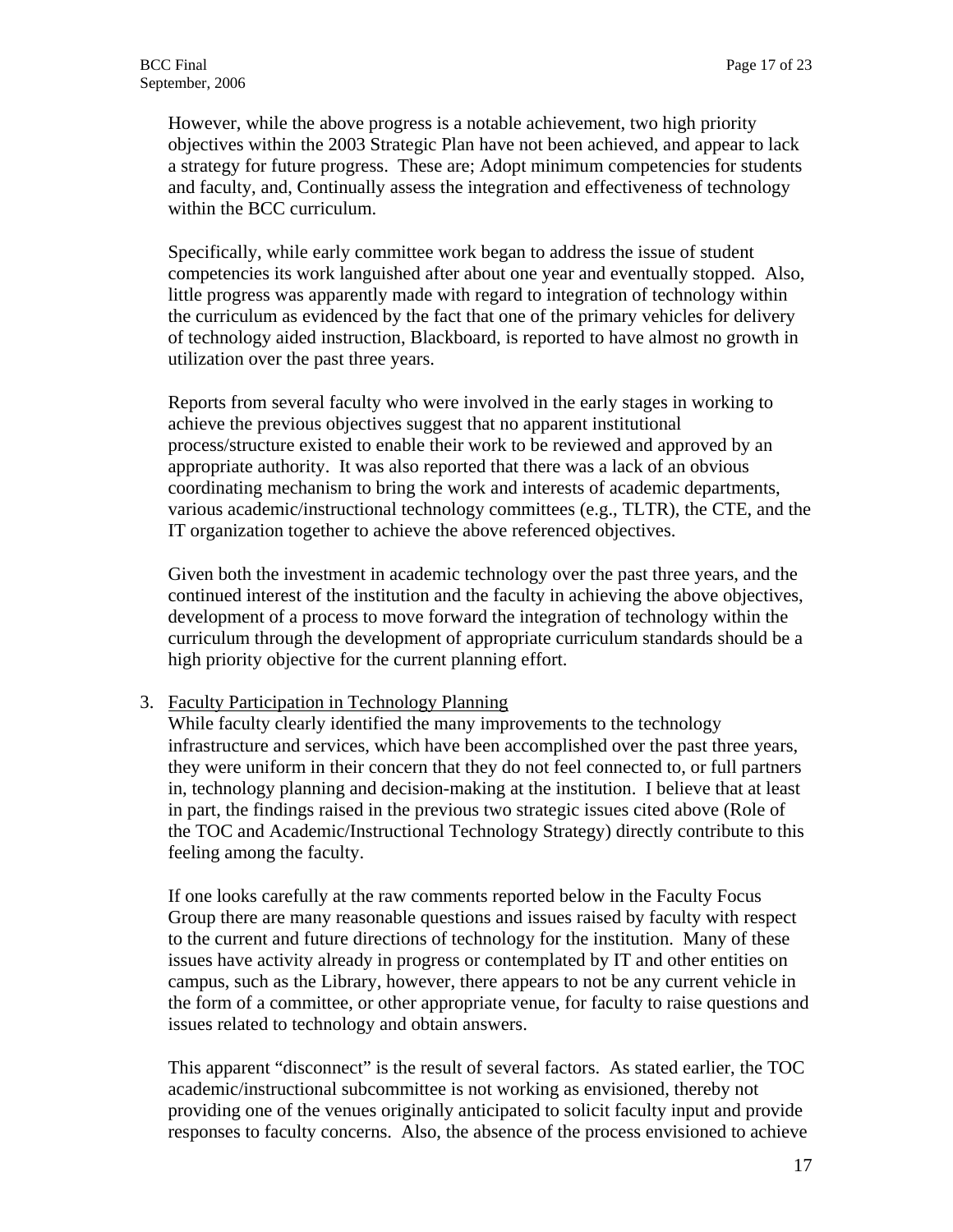However, while the above progress is a notable achievement, two high priority objectives within the 2003 Strategic Plan have not been achieved, and appear to lack a strategy for future progress. These are; Adopt minimum competencies for students and faculty, and, Continually assess the integration and effectiveness of technology within the BCC curriculum.

Specifically, while early committee work began to address the issue of student competencies its work languished after about one year and eventually stopped. Also, little progress was apparently made with regard to integration of technology within the curriculum as evidenced by the fact that one of the primary vehicles for delivery of technology aided instruction, Blackboard, is reported to have almost no growth in utilization over the past three years.

Reports from several faculty who were involved in the early stages in working to achieve the previous objectives suggest that no apparent institutional process/structure existed to enable their work to be reviewed and approved by an appropriate authority. It was also reported that there was a lack of an obvious coordinating mechanism to bring the work and interests of academic departments, various academic/instructional technology committees (e.g., TLTR), the CTE, and the IT organization together to achieve the above referenced objectives.

Given both the investment in academic technology over the past three years, and the continued interest of the institution and the faculty in achieving the above objectives, development of a process to move forward the integration of technology within the curriculum through the development of appropriate curriculum standards should be a high priority objective for the current planning effort.

3. Faculty Participation in Technology Planning

While faculty clearly identified the many improvements to the technology infrastructure and services, which have been accomplished over the past three years, they were uniform in their concern that they do not feel connected to, or full partners in, technology planning and decision-making at the institution. I believe that at least in part, the findings raised in the previous two strategic issues cited above (Role of the TOC and Academic/Instructional Technology Strategy) directly contribute to this feeling among the faculty.

If one looks carefully at the raw comments reported below in the Faculty Focus Group there are many reasonable questions and issues raised by faculty with respect to the current and future directions of technology for the institution. Many of these issues have activity already in progress or contemplated by IT and other entities on campus, such as the Library, however, there appears to not be any current vehicle in the form of a committee, or other appropriate venue, for faculty to raise questions and issues related to technology and obtain answers.

This apparent "disconnect" is the result of several factors. As stated earlier, the TOC academic/instructional subcommittee is not working as envisioned, thereby not providing one of the venues originally anticipated to solicit faculty input and provide responses to faculty concerns. Also, the absence of the process envisioned to achieve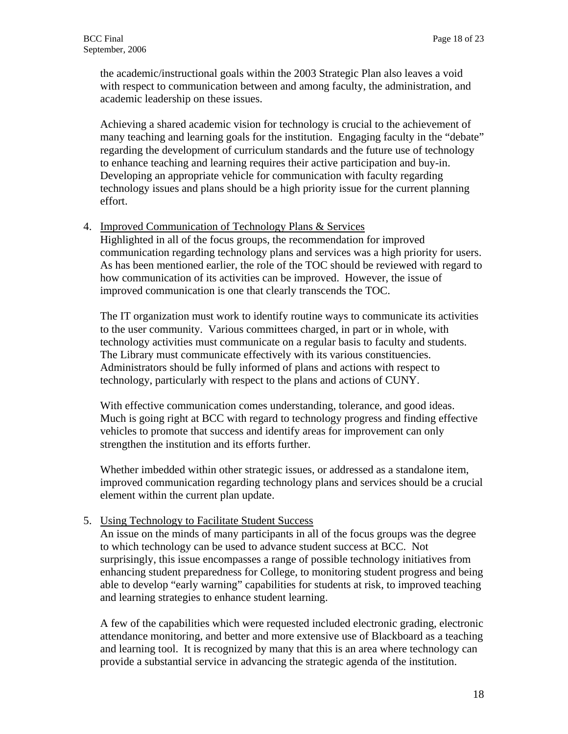the academic/instructional goals within the 2003 Strategic Plan also leaves a void with respect to communication between and among faculty, the administration, and academic leadership on these issues.

Achieving a shared academic vision for technology is crucial to the achievement of many teaching and learning goals for the institution. Engaging faculty in the "debate" regarding the development of curriculum standards and the future use of technology to enhance teaching and learning requires their active participation and buy-in. Developing an appropriate vehicle for communication with faculty regarding technology issues and plans should be a high priority issue for the current planning effort.

4. <u>Improved Communication of Technology Plans & Services</u>
   Highlighted in all of the focus groups, the recommendation for improved communication regarding technology plans and services was a high priority for users. As has been mentioned earlier, the role of the TOC should be reviewed with regard to how communication of its activities can be improved. However, the issue of improved communication is one that clearly transcends the TOC.

   The IT organization must work to identify routine ways to communicate its activities to the user community. Various committees charged, in part or in whole, with technology activities must communicate on a regular basis to faculty and students. The Library must communicate effectively with its various constituencies. Administrators should be fully informed of plans and actions with respect to technology, particularly with respect to the plans and actions of CUNY.

   With effective communication comes understanding, tolerance, and good ideas. Much is going right at BCC with regard to technology progress and finding effective vehicles to promote that success and identify areas for improvement can only strengthen the institution and its efforts further.

   Whether imbedded within other strategic issues, or addressed as a standalone item, improved communication regarding technology plans and services should be a crucial element within the current plan update.

5. <u>Using Technology to Facilitate Student Success</u>
   An issue on the minds of many participants in all of the focus groups was the degree to which technology can be used to advance student success at BCC. Not surprisingly, this issue encompasses a range of possible technology initiatives from enhancing student preparedness for College, to monitoring student progress and being able to develop "early warning" capabilities for students at risk, to improved teaching and learning strategies to enhance student learning.

   A few of the capabilities which were requested included electronic grading, electronic attendance monitoring, and better and more extensive use of Blackboard as a teaching and learning tool. It is recognized by many that this is an area where technology can provide a substantial service in advancing the strategic agenda of the institution.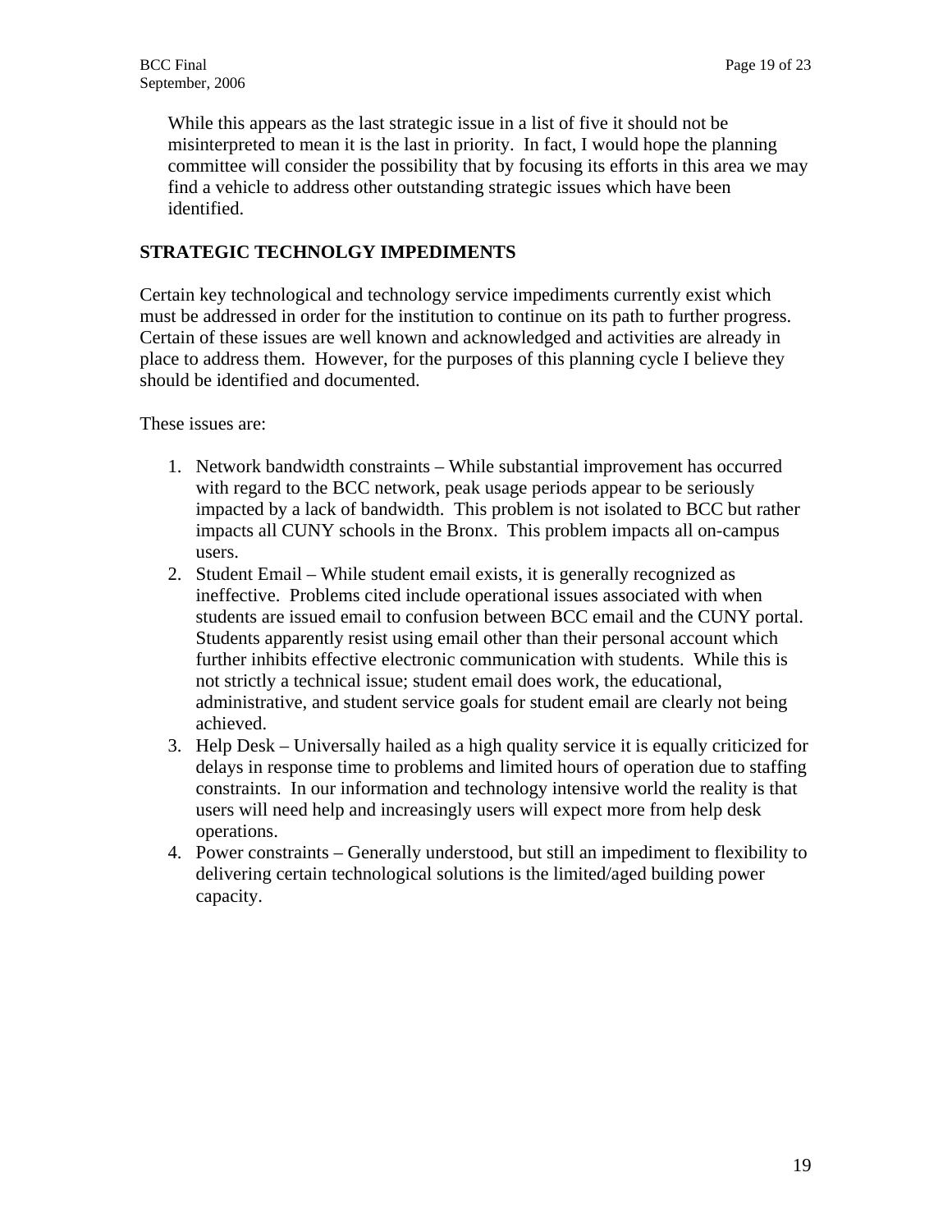While this appears as the last strategic issue in a list of five it should not be misinterpreted to mean it is the last in priority. In fact, I would hope the planning committee will consider the possibility that by focusing its efforts in this area we may find a vehicle to address other outstanding strategic issues which have been identified.

## STRATEGIC TECHNOLGY IMPEDIMENTS

Certain key technological and technology service impediments currently exist which must be addressed in order for the institution to continue on its path to further progress. Certain of these issues are well known and acknowledged and activities are already in place to address them. However, for the purposes of this planning cycle I believe they should be identified and documented.

These issues are:

1. Network bandwidth constraints – While substantial improvement has occurred with regard to the BCC network, peak usage periods appear to be seriously impacted by a lack of bandwidth. This problem is not isolated to BCC but rather impacts all CUNY schools in the Bronx. This problem impacts all on-campus users.
2. Student Email – While student email exists, it is generally recognized as ineffective. Problems cited include operational issues associated with when students are issued email to confusion between BCC email and the CUNY portal. Students apparently resist using email other than their personal account which further inhibits effective electronic communication with students. While this is not strictly a technical issue; student email does work, the educational, administrative, and student service goals for student email are clearly not being achieved.
3. Help Desk – Universally hailed as a high quality service it is equally criticized for delays in response time to problems and limited hours of operation due to staffing constraints. In our information and technology intensive world the reality is that users will need help and increasingly users will expect more from help desk operations.
4. Power constraints – Generally understood, but still an impediment to flexibility to delivering certain technological solutions is the limited/aged building power capacity.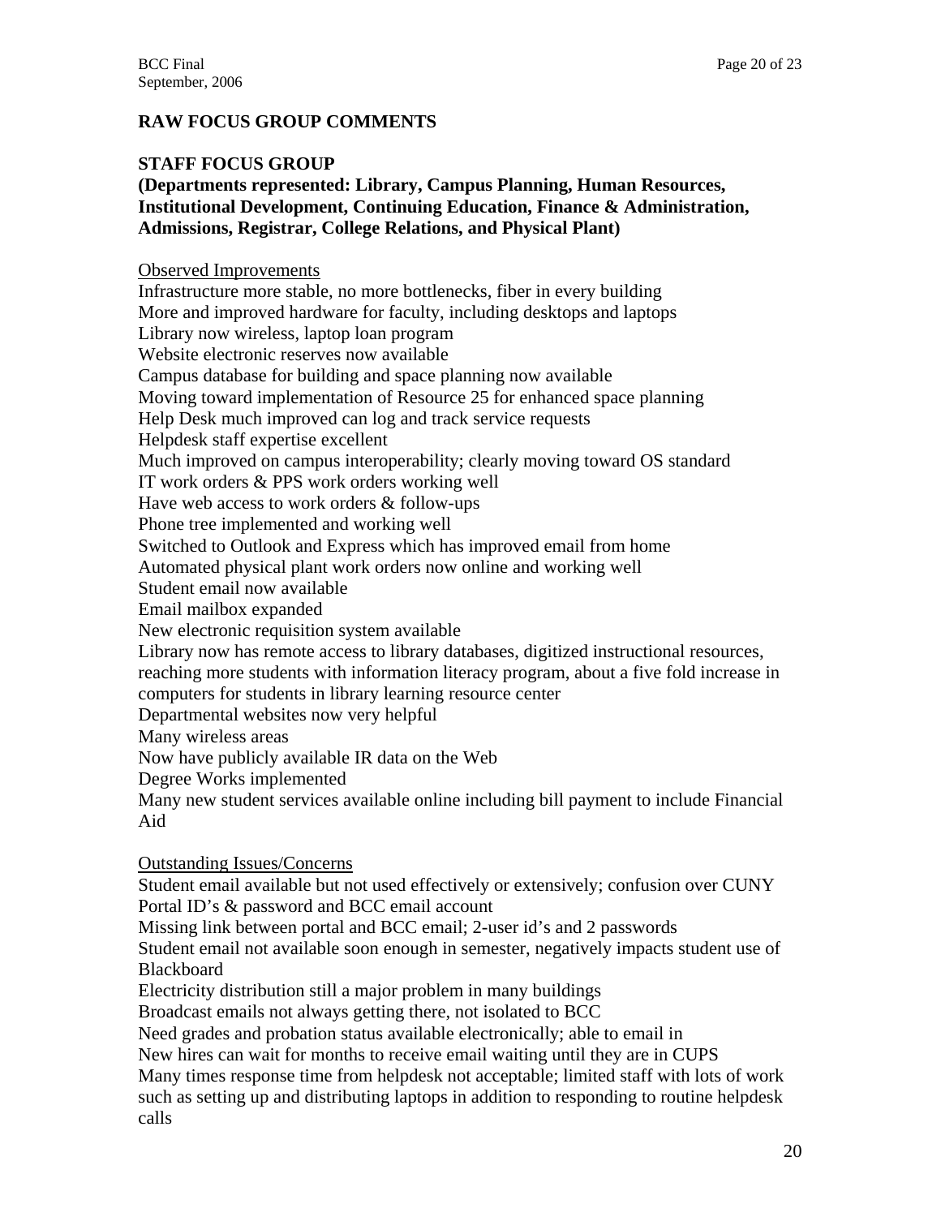## RAW FOCUS GROUP COMMENTS

### STAFF FOCUS GROUP

**(Departments represented: Library, Campus Planning, Human Resources, Institutional Development, Continuing Education, Finance & Administration, Admissions, Registrar, College Relations, and Physical Plant)**

Observed Improvements

Infrastructure more stable, no more bottlenecks, fiber in every building
More and improved hardware for faculty, including desktops and laptops
Library now wireless, laptop loan program
Website electronic reserves now available
Campus database for building and space planning now available
Moving toward implementation of Resource 25 for enhanced space planning
Help Desk much improved can log and track service requests
Helpdesk staff expertise excellent
Much improved on campus interoperability; clearly moving toward OS standard
IT work orders & PPS work orders working well
Have web access to work orders & follow-ups
Phone tree implemented and working well
Switched to Outlook and Express which has improved email from home
Automated physical plant work orders now online and working well
Student email now available
Email mailbox expanded
New electronic requisition system available
Library now has remote access to library databases, digitized instructional resources, reaching more students with information literacy program, about a five fold increase in computers for students in library learning resource center
Departmental websites now very helpful
Many wireless areas
Now have publicly available IR data on the Web
Degree Works implemented
Many new student services available online including bill payment to include Financial Aid

Outstanding Issues/Concerns

Student email available but not used effectively or extensively; confusion over CUNY Portal ID's & password and BCC email account
Missing link between portal and BCC email; 2-user id's and 2 passwords
Student email not available soon enough in semester, negatively impacts student use of Blackboard
Electricity distribution still a major problem in many buildings
Broadcast emails not always getting there, not isolated to BCC
Need grades and probation status available electronically; able to email in
New hires can wait for months to receive email waiting until they are in CUPS
Many times response time from helpdesk not acceptable; limited staff with lots of work such as setting up and distributing laptops in addition to responding to routine helpdesk calls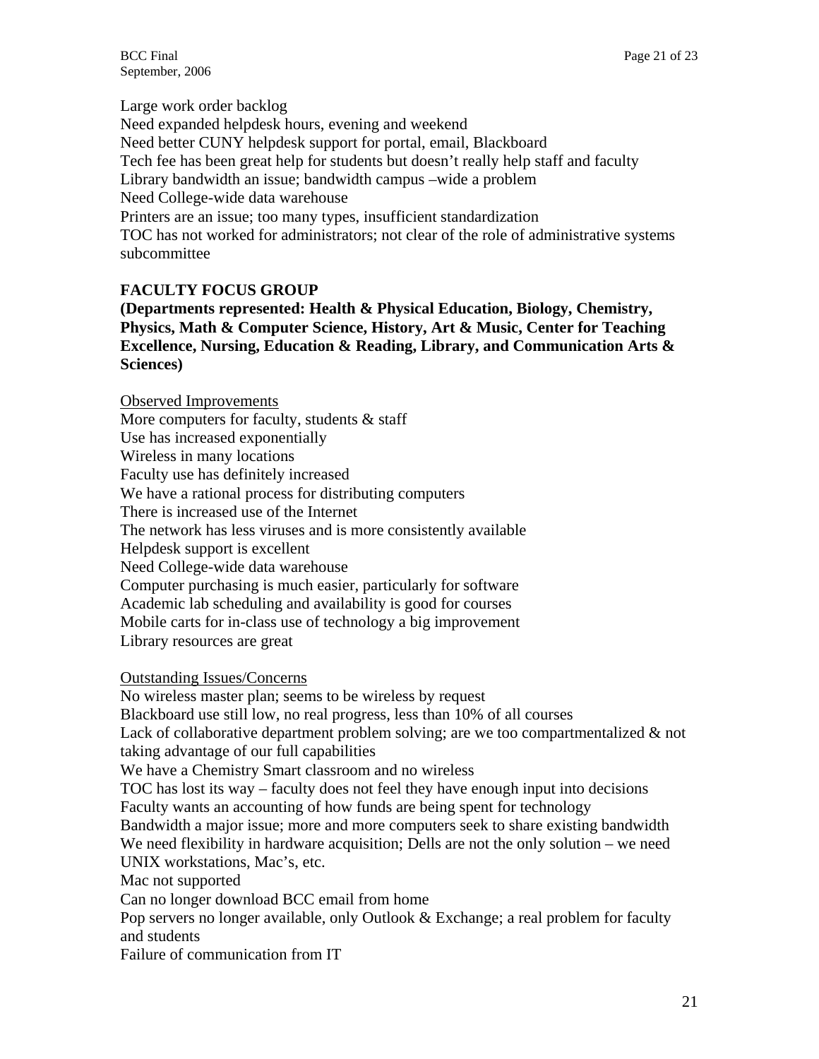Large work order backlog
Need expanded helpdesk hours, evening and weekend
Need better CUNY helpdesk support for portal, email, Blackboard
Tech fee has been great help for students but doesn't really help staff and faculty
Library bandwidth an issue; bandwidth campus –wide a problem
Need College-wide data warehouse
Printers are an issue; too many types, insufficient standardization
TOC has not worked for administrators; not clear of the role of administrative systems subcommittee

**FACULTY FOCUS GROUP**
**(Departments represented: Health & Physical Education, Biology, Chemistry, Physics, Math & Computer Science, History, Art & Music, Center for Teaching Excellence, Nursing, Education & Reading, Library, and Communication Arts & Sciences)**

<u>Observed Improvements</u>
More computers for faculty, students & staff
Use has increased exponentially
Wireless in many locations
Faculty use has definitely increased
We have a rational process for distributing computers
There is increased use of the Internet
The network has less viruses and is more consistently available
Helpdesk support is excellent
Need College-wide data warehouse
Computer purchasing is much easier, particularly for software
Academic lab scheduling and availability is good for courses
Mobile carts for in-class use of technology a big improvement
Library resources are great

<u>Outstanding Issues/Concerns</u>
No wireless master plan; seems to be wireless by request
Blackboard use still low, no real progress, less than 10% of all courses
Lack of collaborative department problem solving; are we too compartmentalized & not taking advantage of our full capabilities
We have a Chemistry Smart classroom and no wireless
TOC has lost its way – faculty does not feel they have enough input into decisions
Faculty wants an accounting of how funds are being spent for technology
Bandwidth a major issue; more and more computers seek to share existing bandwidth
We need flexibility in hardware acquisition; Dells are not the only solution – we need UNIX workstations, Mac's, etc.
Mac not supported
Can no longer download BCC email from home
Pop servers no longer available, only Outlook & Exchange; a real problem for faculty and students
Failure of communication from IT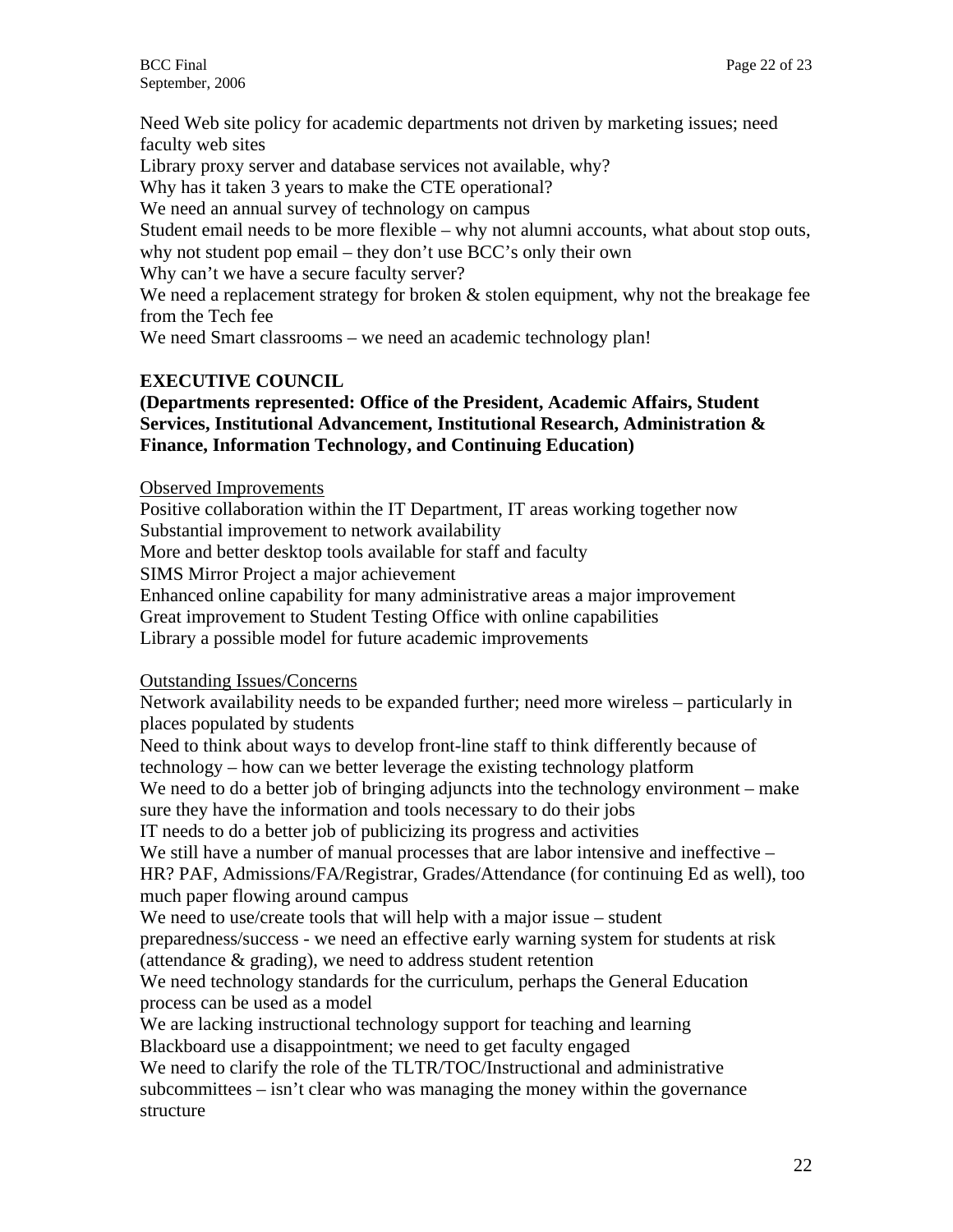Need Web site policy for academic departments not driven by marketing issues; need faculty web sites

Library proxy server and database services not available, why?

Why has it taken 3 years to make the CTE operational?

We need an annual survey of technology on campus

Student email needs to be more flexible – why not alumni accounts, what about stop outs, why not student pop email – they don't use BCC's only their own

Why can't we have a secure faculty server?

We need a replacement strategy for broken & stolen equipment, why not the breakage fee from the Tech fee

We need Smart classrooms – we need an academic technology plan!

**EXECUTIVE COUNCIL**

**(Departments represented: Office of the President, Academic Affairs, Student Services, Institutional Advancement, Institutional Research, Administration & Finance, Information Technology, and Continuing Education)**

<u>Observed Improvements</u>

Positive collaboration within the IT Department, IT areas working together now

Substantial improvement to network availability

More and better desktop tools available for staff and faculty

SIMS Mirror Project a major achievement

Enhanced online capability for many administrative areas a major improvement

Great improvement to Student Testing Office with online capabilities

Library a possible model for future academic improvements

<u>Outstanding Issues/Concerns</u>

Network availability needs to be expanded further; need more wireless – particularly in places populated by students

Need to think about ways to develop front-line staff to think differently because of technology – how can we better leverage the existing technology platform

We need to do a better job of bringing adjuncts into the technology environment – make sure they have the information and tools necessary to do their jobs

IT needs to do a better job of publicizing its progress and activities

We still have a number of manual processes that are labor intensive and ineffective – HR? PAF, Admissions/FA/Registrar, Grades/Attendance (for continuing Ed as well), too much paper flowing around campus

We need to use/create tools that will help with a major issue – student preparedness/success - we need an effective early warning system for students at risk (attendance & grading), we need to address student retention

We need technology standards for the curriculum, perhaps the General Education process can be used as a model

We are lacking instructional technology support for teaching and learning

Blackboard use a disappointment; we need to get faculty engaged

We need to clarify the role of the TLTR/TOC/Instructional and administrative subcommittees – isn't clear who was managing the money within the governance structure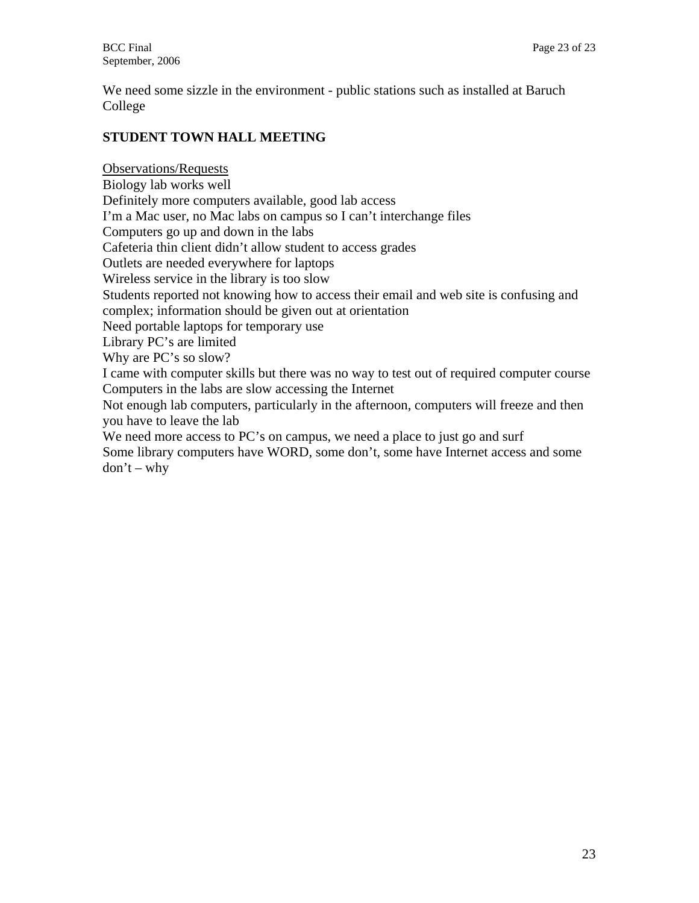We need some sizzle in the environment - public stations such as installed at Baruch College

## STUDENT TOWN HALL MEETING

<u>Observations/Requests</u>

Biology lab works well
Definitely more computers available, good lab access
I'm a Mac user, no Mac labs on campus so I can't interchange files
Computers go up and down in the labs
Cafeteria thin client didn't allow student to access grades
Outlets are needed everywhere for laptops
Wireless service in the library is too slow
Students reported not knowing how to access their email and web site is confusing and complex; information should be given out at orientation
Need portable laptops for temporary use
Library PC's are limited
Why are PC's so slow?
I came with computer skills but there was no way to test out of required computer course
Computers in the labs are slow accessing the Internet
Not enough lab computers, particularly in the afternoon, computers will freeze and then you have to leave the lab
We need more access to PC's on campus, we need a place to just go and surf
Some library computers have WORD, some don't, some have Internet access and some don't – why